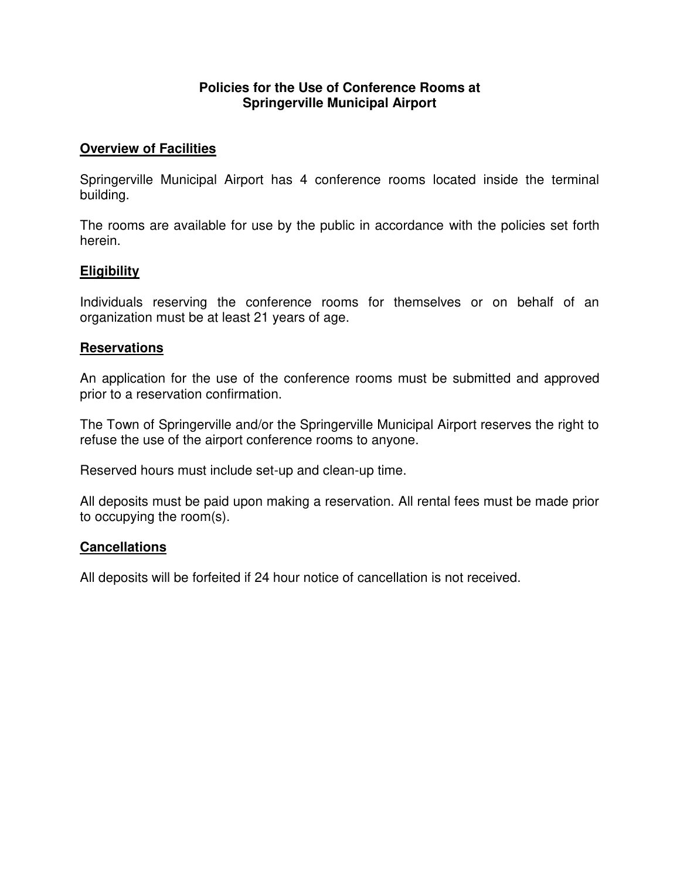# Policies for the Use of Conference Rooms at Springerville Municipal Airport

## Overview of Facilities

Springerville Municipal Airport has 4 conference rooms located inside the terminal building.

The rooms are available for use by the public in accordance with the policies set forth herein.

## Eligibility

Individuals reserving the conference rooms for themselves or on behalf of an organization must be at least 21 years of age.

## Reservations

An application for the use of the conference rooms must be submitted and approved prior to a reservation confirmation.

The Town of Springerville and/or the Springerville Municipal Airport reserves the right to refuse the use of the airport conference rooms to anyone.

Reserved hours must include set-up and clean-up time.

All deposits must be paid upon making a reservation. All rental fees must be made prior to occupying the room(s).

## Cancellations

All deposits will be forfeited if 24 hour notice of cancellation is not received.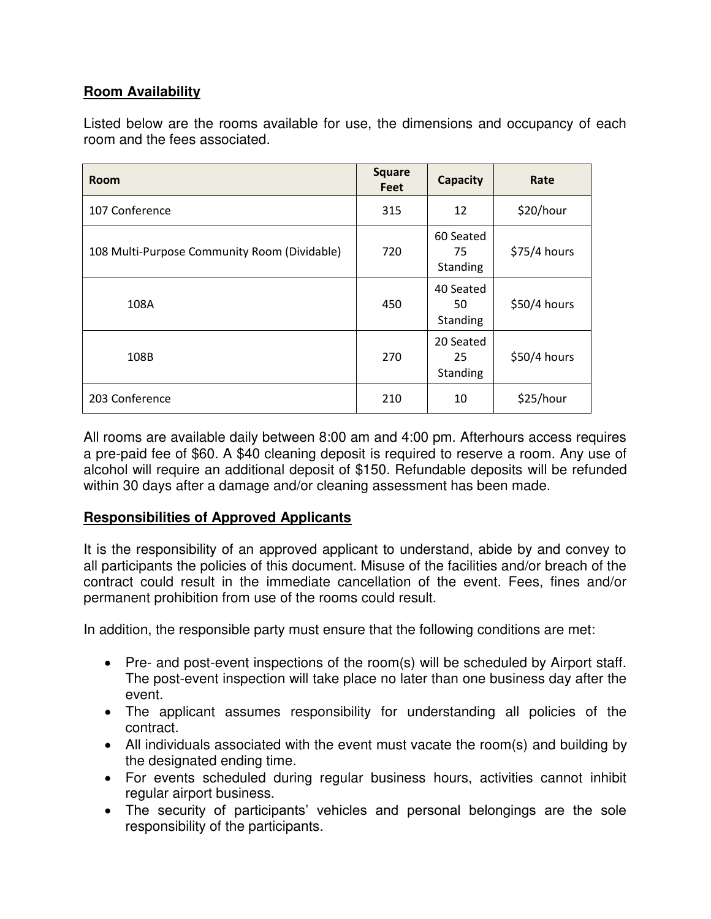**Room Availability**

Listed below are the rooms available for use, the dimensions and occupancy of each room and the fees associated.

| Room | Square Feet | Capacity | Rate |
|---|---|---|---|
| 107 Conference | 315 | 12 | $20/hour |
| 108 Multi-Purpose Community Room (Dividable) | 720 | 60 Seated 75 Standing | $75/4 hours |
| 108A | 450 | 40 Seated 50 Standing | $50/4 hours |
| 108B | 270 | 20 Seated 25 Standing | $50/4 hours |
| 203 Conference | 210 | 10 | $25/hour |

All rooms are available daily between 8:00 am and 4:00 pm. Afterhours access requires a pre-paid fee of $60. A $40 cleaning deposit is required to reserve a room. Any use of alcohol will require an additional deposit of $150. Refundable deposits will be refunded within 30 days after a damage and/or cleaning assessment has been made.

**Responsibilities of Approved Applicants**

It is the responsibility of an approved applicant to understand, abide by and convey to all participants the policies of this document. Misuse of the facilities and/or breach of the contract could result in the immediate cancellation of the event. Fees, fines and/or permanent prohibition from use of the rooms could result.

In addition, the responsible party must ensure that the following conditions are met:

- Pre- and post-event inspections of the room(s) will be scheduled by Airport staff. The post-event inspection will take place no later than one business day after the event.
- The applicant assumes responsibility for understanding all policies of the contract.
- All individuals associated with the event must vacate the room(s) and building by the designated ending time.
- For events scheduled during regular business hours, activities cannot inhibit regular airport business.
- The security of participants' vehicles and personal belongings are the sole responsibility of the participants.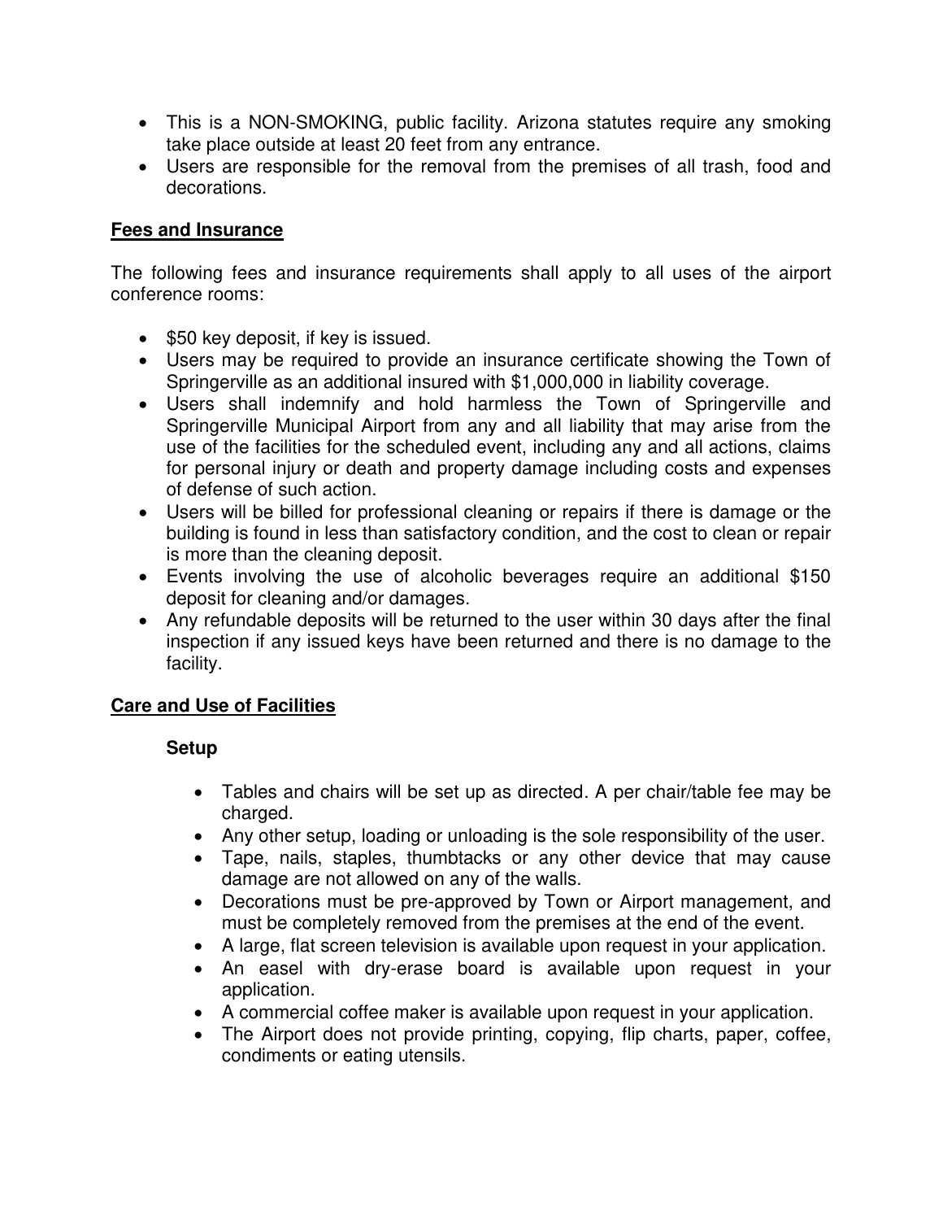- This is a NON-SMOKING, public facility. Arizona statutes require any smoking take place outside at least 20 feet from any entrance.
- Users are responsible for the removal from the premises of all trash, food and decorations.

## Fees and Insurance

The following fees and insurance requirements shall apply to all uses of the airport conference rooms:

- $50 key deposit, if key is issued.
- Users may be required to provide an insurance certificate showing the Town of Springerville as an additional insured with $1,000,000 in liability coverage.
- Users shall indemnify and hold harmless the Town of Springerville and Springerville Municipal Airport from any and all liability that may arise from the use of the facilities for the scheduled event, including any and all actions, claims for personal injury or death and property damage including costs and expenses of defense of such action.
- Users will be billed for professional cleaning or repairs if there is damage or the building is found in less than satisfactory condition, and the cost to clean or repair is more than the cleaning deposit.
- Events involving the use of alcoholic beverages require an additional $150 deposit for cleaning and/or damages.
- Any refundable deposits will be returned to the user within 30 days after the final inspection if any issued keys have been returned and there is no damage to the facility.

## Care and Use of Facilities

### Setup

- Tables and chairs will be set up as directed. A per chair/table fee may be charged.
- Any other setup, loading or unloading is the sole responsibility of the user.
- Tape, nails, staples, thumbtacks or any other device that may cause damage are not allowed on any of the walls.
- Decorations must be pre-approved by Town or Airport management, and must be completely removed from the premises at the end of the event.
- A large, flat screen television is available upon request in your application.
- An easel with dry-erase board is available upon request in your application.
- A commercial coffee maker is available upon request in your application.
- The Airport does not provide printing, copying, flip charts, paper, coffee, condiments or eating utensils.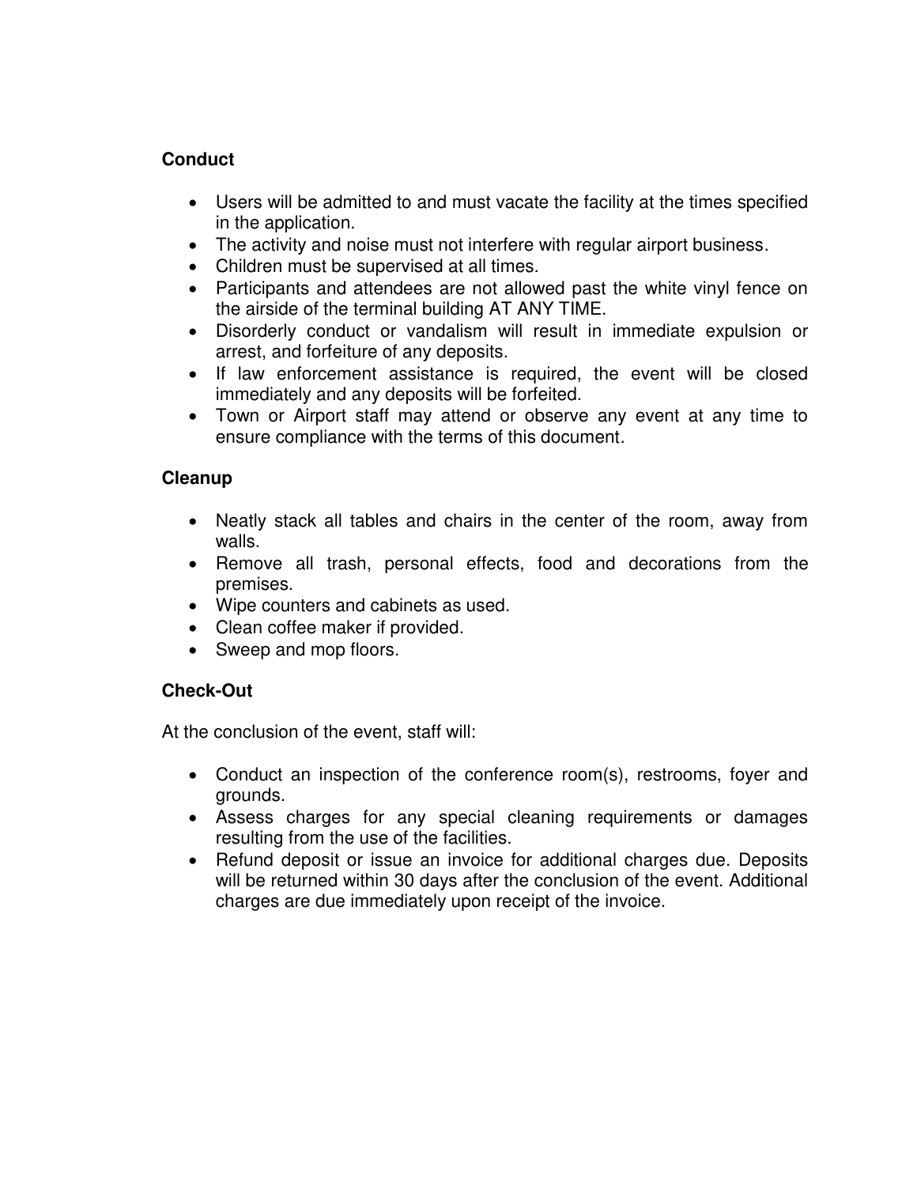**Conduct**

- Users will be admitted to and must vacate the facility at the times specified in the application.
- The activity and noise must not interfere with regular airport business.
- Children must be supervised at all times.
- Participants and attendees are not allowed past the white vinyl fence on the airside of the terminal building AT ANY TIME.
- Disorderly conduct or vandalism will result in immediate expulsion or arrest, and forfeiture of any deposits.
- If law enforcement assistance is required, the event will be closed immediately and any deposits will be forfeited.
- Town or Airport staff may attend or observe any event at any time to ensure compliance with the terms of this document.

**Cleanup**

- Neatly stack all tables and chairs in the center of the room, away from walls.
- Remove all trash, personal effects, food and decorations from the premises.
- Wipe counters and cabinets as used.
- Clean coffee maker if provided.
- Sweep and mop floors.

**Check-Out**

At the conclusion of the event, staff will:

- Conduct an inspection of the conference room(s), restrooms, foyer and grounds.
- Assess charges for any special cleaning requirements or damages resulting from the use of the facilities.
- Refund deposit or issue an invoice for additional charges due. Deposits will be returned within 30 days after the conclusion of the event. Additional charges are due immediately upon receipt of the invoice.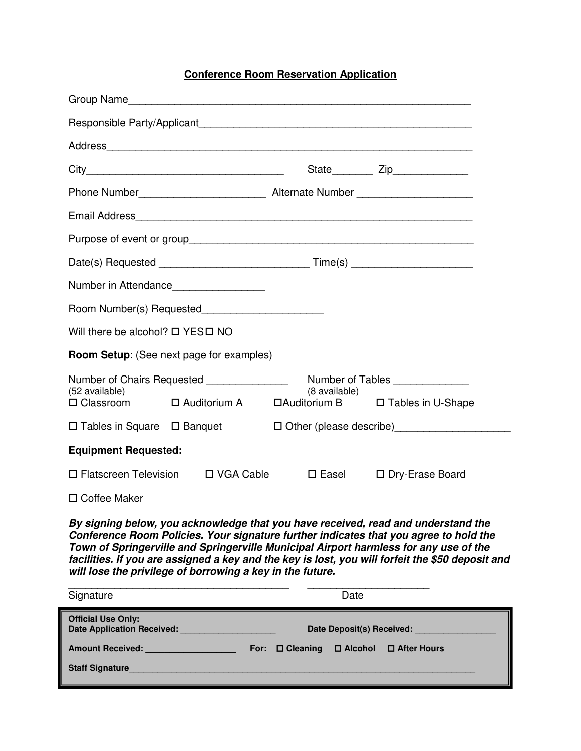## Conference Room Reservation Application

Group Name_____________________________________________________________

Responsible Party/Applicant_________________________________________________

Address_________________________________________________________________

City_________________________________ State_______ Zip_____________

Phone Number______________________ Alternate Number ____________________

Email Address____________________________________________________________

Purpose of event or group__________________________________________________

Date(s) Requested _________________________ Time(s) _____________________

Number in Attendance________________

Room Number(s) Requested____________________

Will there be alcohol? ☐ YES ☐ NO

**Room Setup**: (See next page for examples)

Number of Chairs Requested ______________ (52 available)

Number of Tables _____________ (8 available)

☐ Classroom ☐ Auditorium A ☐ Auditorium B ☐ Tables in U-Shape

☐ Tables in Square ☐ Banquet ☐ Other (please describe)___________________

**Equipment Requested:**

☐ Flatscreen Television ☐ VGA Cable ☐ Easel ☐ Dry-Erase Board

☐ Coffee Maker

***By signing below, you acknowledge that you have received, read and understand the Conference Room Policies. Your signature further indicates that you agree to hold the Town of Springerville and Springerville Municipal Airport harmless for any use of the facilities. If you are assigned a key and the key is lost, you will forfeit the $50 deposit and will lose the privilege of borrowing a key in the future.***

________________________________________ _____________________

Signature Date

**Official Use Only:**

**Date Application Received:** ___________________ **Date Deposit(s) Received:** ________________

**Amount Received:** _________________ **For:** ☐ **Cleaning** ☐ **Alcohol** ☐ **After Hours**

**Staff Signature**______________________________________________________________________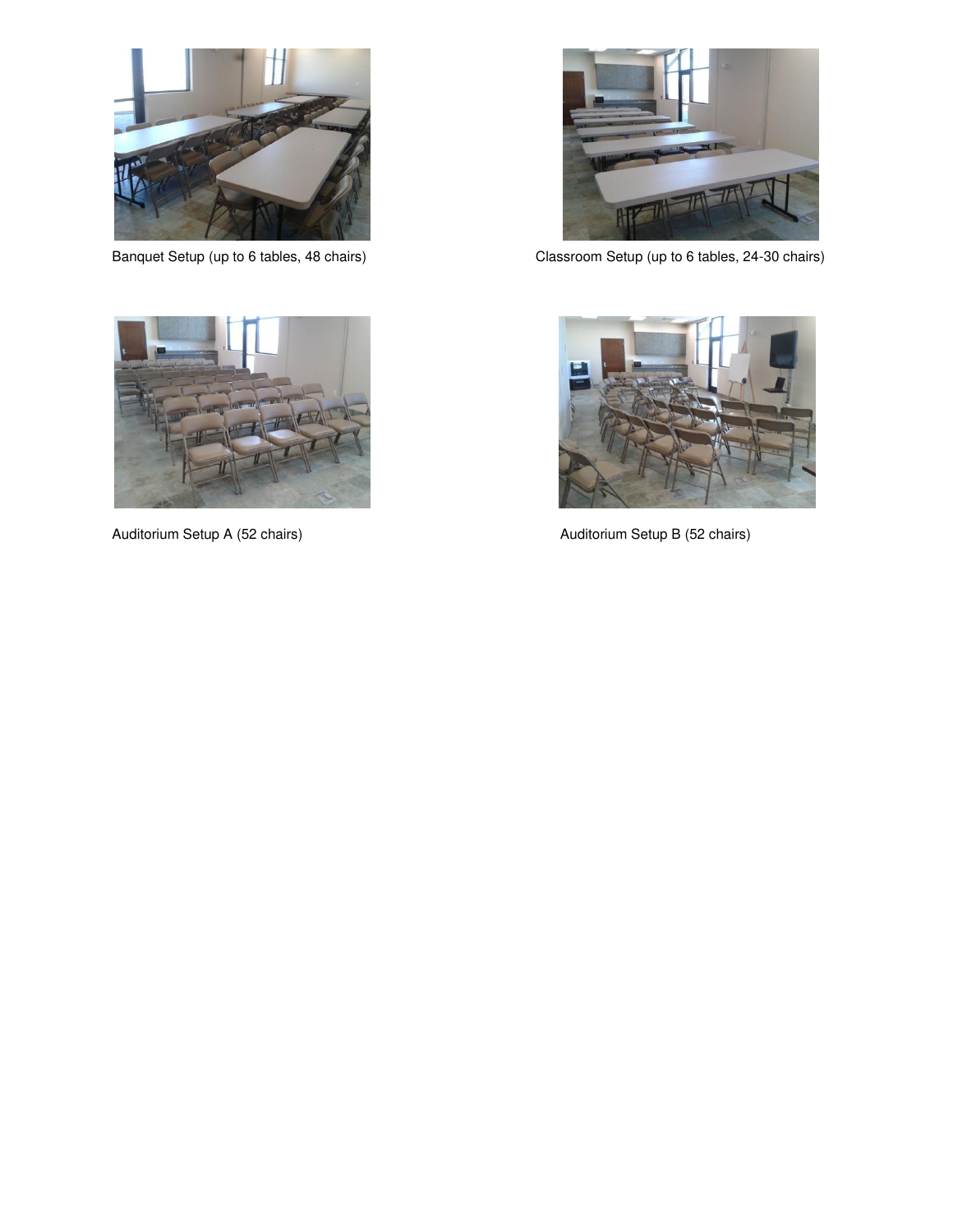Banquet Setup (up to 6 tables, 48 chairs)

Classroom Setup (up to 6 tables, 24-30 chairs)

Auditorium Setup A (52 chairs)

Auditorium Setup B (52 chairs)